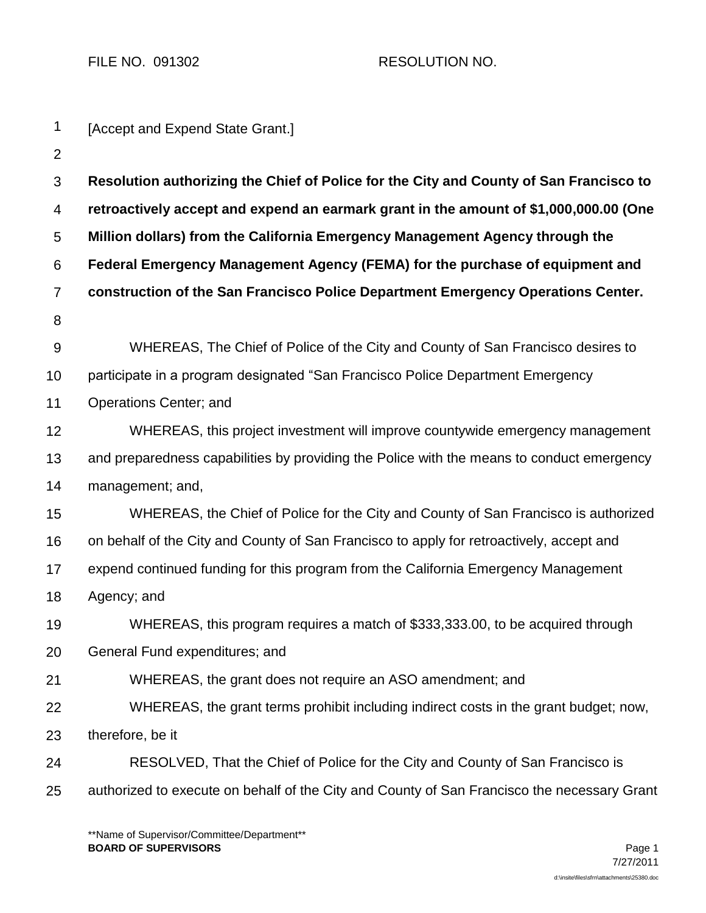FILE NO. 091302 RESOLUTION NO.

[Accept and Expend State Grant.]

**Resolution authorizing the Chief of Police for the City and County of San Francisco to retroactively accept and expend an earmark grant in the amount of $1,000,000.00 (One Million dollars) from the California Emergency Management Agency through the Federal Emergency Management Agency (FEMA) for the purchase of equipment and construction of the San Francisco Police Department Emergency Operations Center.**

WHEREAS, The Chief of Police of the City and County of San Francisco desires to participate in a program designated "San Francisco Police Department Emergency Operations Center; and

WHEREAS, this project investment will improve countywide emergency management and preparedness capabilities by providing the Police with the means to conduct emergency management; and,

WHEREAS, the Chief of Police for the City and County of San Francisco is authorized on behalf of the City and County of San Francisco to apply for retroactively, accept and expend continued funding for this program from the California Emergency Management Agency; and

WHEREAS, this program requires a match of $333,333.00, to be acquired through General Fund expenditures; and

WHEREAS, the grant does not require an ASO amendment; and

WHEREAS, the grant terms prohibit including indirect costs in the grant budget; now, therefore, be it

RESOLVED, That the Chief of Police for the City and County of San Francisco is authorized to execute on behalf of the City and County of San Francisco the necessary Grant

**Name of Supervisor/Committee/Department**
**BOARD OF SUPERVISORS**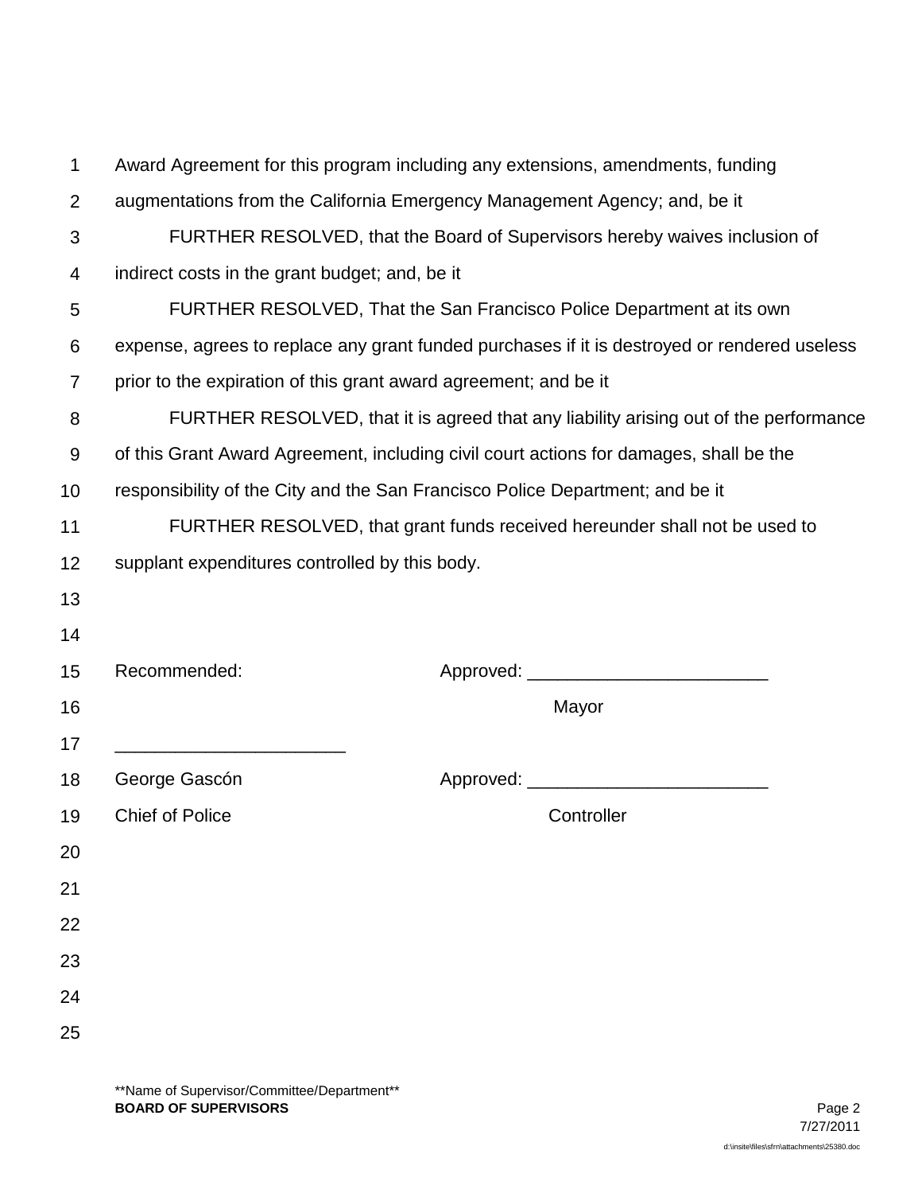Award Agreement for this program including any extensions, amendments, funding augmentations from the California Emergency Management Agency; and, be it

FURTHER RESOLVED, that the Board of Supervisors hereby waives inclusion of indirect costs in the grant budget; and, be it

FURTHER RESOLVED, That the San Francisco Police Department at its own expense, agrees to replace any grant funded purchases if it is destroyed or rendered useless prior to the expiration of this grant award agreement; and be it

FURTHER RESOLVED, that it is agreed that any liability arising out of the performance of this Grant Award Agreement, including civil court actions for damages, shall be the responsibility of the City and the San Francisco Police Department; and be it

FURTHER RESOLVED, that grant funds received hereunder shall not be used to supplant expenditures controlled by this body.

Recommended:

______________________

George Gascón
Chief of Police

Approved: _______________________
Mayor

Approved: _______________________
Controller

**Name of Supervisor/Committee/Department**
**BOARD OF SUPERVISORS**

7/27/2011

d:\insite\files\sfrn\attachments\25380.doc